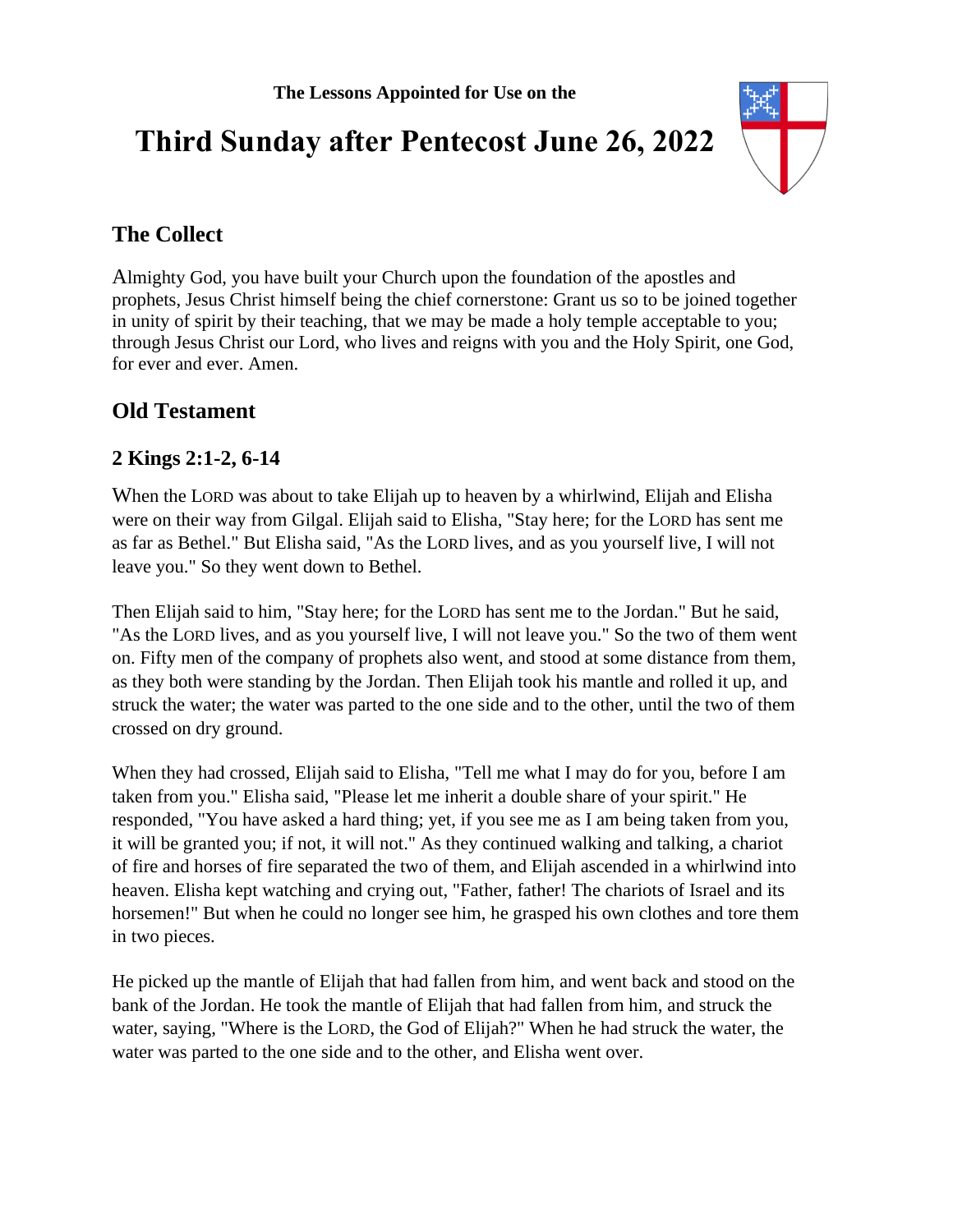**The Lessons Appointed for Use on the**

# Third Sunday after Pentecost June 26, 2022

## The Collect

Almighty God, you have built your Church upon the foundation of the apostles and prophets, Jesus Christ himself being the chief cornerstone: Grant us so to be joined together in unity of spirit by their teaching, that we may be made a holy temple acceptable to you; through Jesus Christ our Lord, who lives and reigns with you and the Holy Spirit, one God, for ever and ever. Amen.

## Old Testament

### 2 Kings 2:1-2, 6-14

When the LORD was about to take Elijah up to heaven by a whirlwind, Elijah and Elisha were on their way from Gilgal. Elijah said to Elisha, "Stay here; for the LORD has sent me as far as Bethel." But Elisha said, "As the LORD lives, and as you yourself live, I will not leave you." So they went down to Bethel.

Then Elijah said to him, "Stay here; for the LORD has sent me to the Jordan." But he said, "As the LORD lives, and as you yourself live, I will not leave you." So the two of them went on. Fifty men of the company of prophets also went, and stood at some distance from them, as they both were standing by the Jordan. Then Elijah took his mantle and rolled it up, and struck the water; the water was parted to the one side and to the other, until the two of them crossed on dry ground.

When they had crossed, Elijah said to Elisha, "Tell me what I may do for you, before I am taken from you." Elisha said, "Please let me inherit a double share of your spirit." He responded, "You have asked a hard thing; yet, if you see me as I am being taken from you, it will be granted you; if not, it will not." As they continued walking and talking, a chariot of fire and horses of fire separated the two of them, and Elijah ascended in a whirlwind into heaven. Elisha kept watching and crying out, "Father, father! The chariots of Israel and its horsemen!" But when he could no longer see him, he grasped his own clothes and tore them in two pieces.

He picked up the mantle of Elijah that had fallen from him, and went back and stood on the bank of the Jordan. He took the mantle of Elijah that had fallen from him, and struck the water, saying, "Where is the LORD, the God of Elijah?" When he had struck the water, the water was parted to the one side and to the other, and Elisha went over.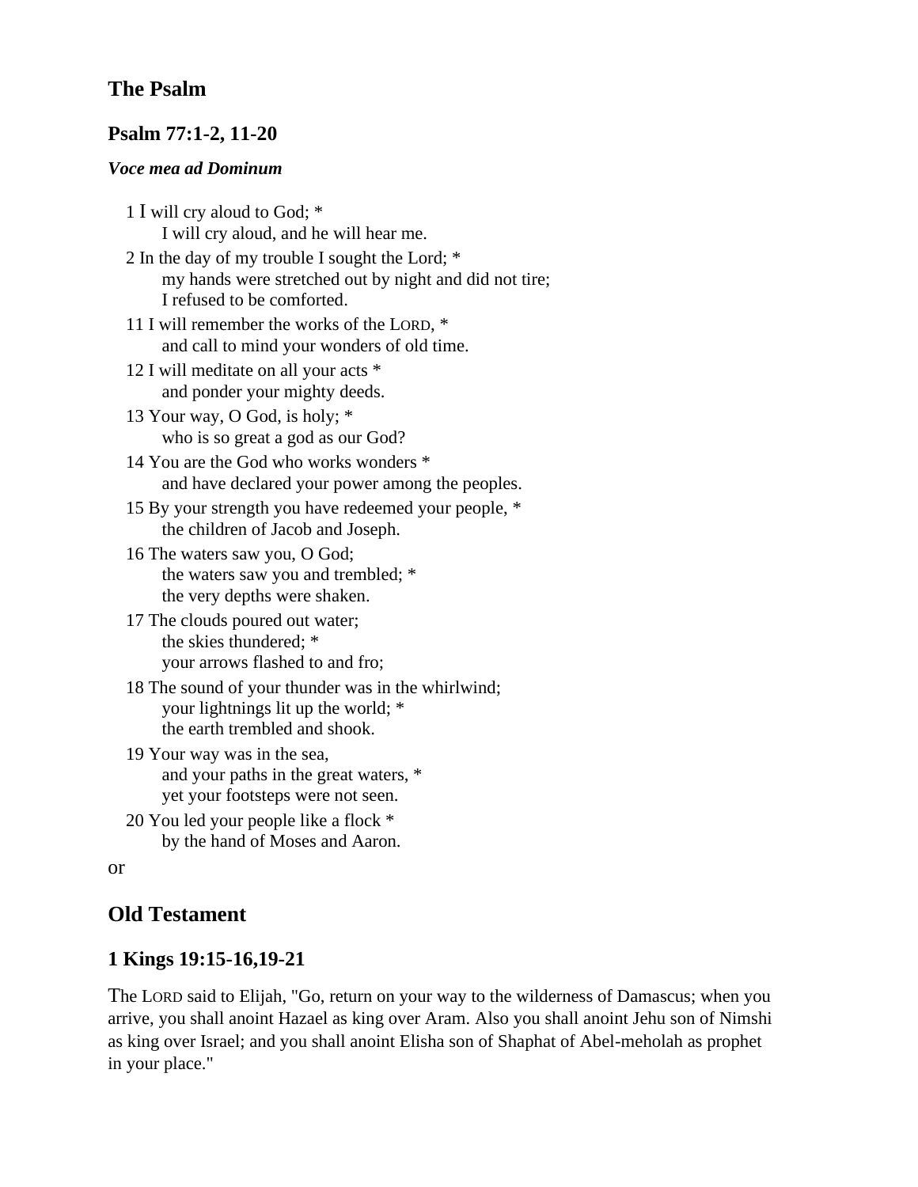## The Psalm

### Psalm 77:1-2, 11-20

***Voce mea ad Dominum***

1 I will cry aloud to God; *
  I will cry aloud, and he will hear me.

2 In the day of my trouble I sought the Lord; *
  my hands were stretched out by night and did not tire;
  I refused to be comforted.

11 I will remember the works of the LORD, *
  and call to mind your wonders of old time.

12 I will meditate on all your acts *
  and ponder your mighty deeds.

13 Your way, O God, is holy; *
  who is so great a god as our God?

14 You are the God who works wonders *
  and have declared your power among the peoples.

15 By your strength you have redeemed your people, *
  the children of Jacob and Joseph.

16 The waters saw you, O God;
  the waters saw you and trembled; *
  the very depths were shaken.

17 The clouds poured out water;
  the skies thundered; *
  your arrows flashed to and fro;

18 The sound of your thunder was in the whirlwind;
  your lightnings lit up the world; *
  the earth trembled and shook.

19 Your way was in the sea,
  and your paths in the great waters, *
  yet your footsteps were not seen.

20 You led your people like a flock *
  by the hand of Moses and Aaron.

or

## Old Testament

### 1 Kings 19:15-16,19-21

The LORD said to Elijah, "Go, return on your way to the wilderness of Damascus; when you arrive, you shall anoint Hazael as king over Aram. Also you shall anoint Jehu son of Nimshi as king over Israel; and you shall anoint Elisha son of Shaphat of Abel-meholah as prophet in your place."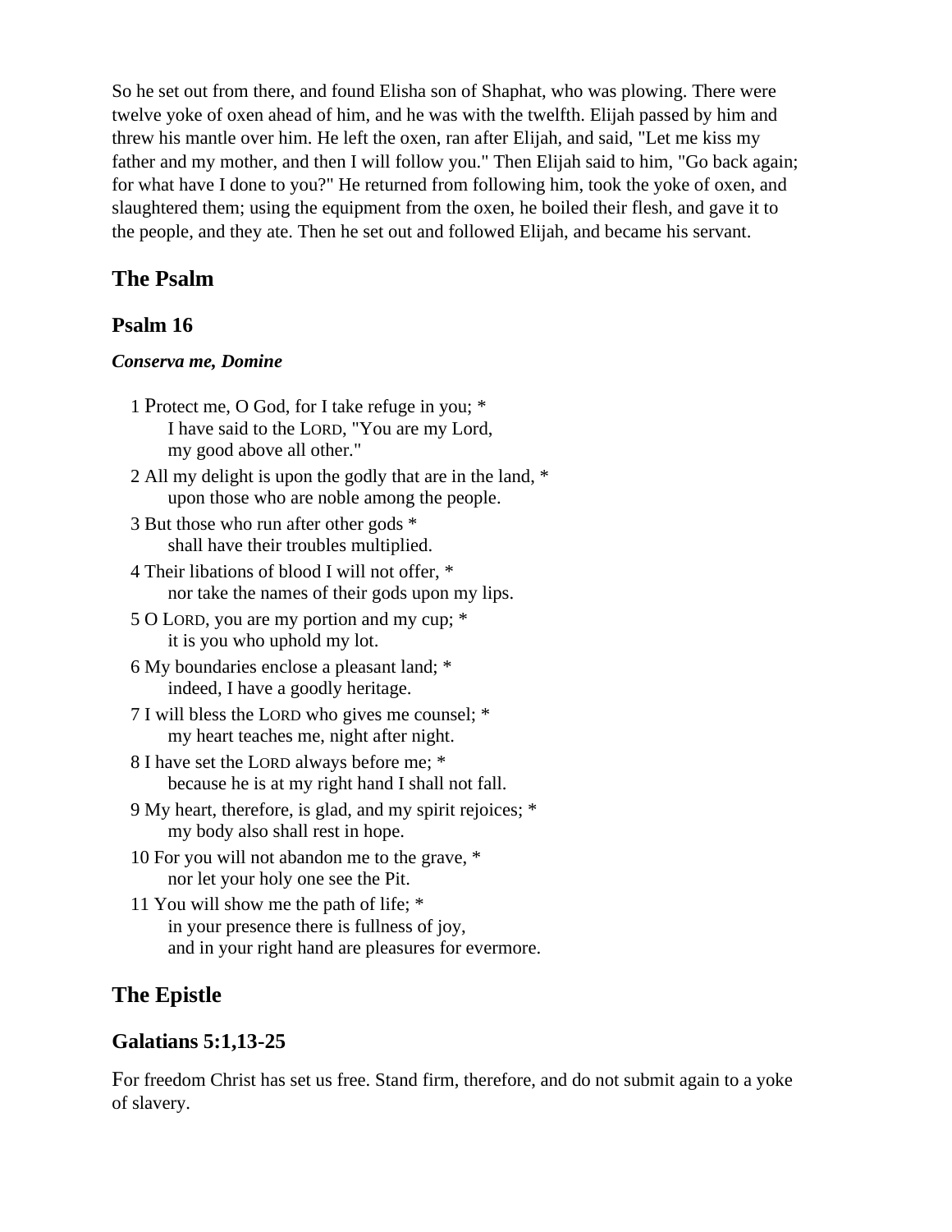So he set out from there, and found Elisha son of Shaphat, who was plowing. There were twelve yoke of oxen ahead of him, and he was with the twelfth. Elijah passed by him and threw his mantle over him. He left the oxen, ran after Elijah, and said, "Let me kiss my father and my mother, and then I will follow you." Then Elijah said to him, "Go back again; for what have I done to you?" He returned from following him, took the yoke of oxen, and slaughtered them; using the equipment from the oxen, he boiled their flesh, and gave it to the people, and they ate. Then he set out and followed Elijah, and became his servant.

## The Psalm

### Psalm 16

***Conserva me, Domine***

1 Protect me, O God, for I take refuge in you; *
  I have said to the LORD, "You are my Lord,
  my good above all other."

2 All my delight is upon the godly that are in the land, *
  upon those who are noble among the people.

3 But those who run after other gods *
  shall have their troubles multiplied.

4 Their libations of blood I will not offer, *
  nor take the names of their gods upon my lips.

5 O LORD, you are my portion and my cup; *
  it is you who uphold my lot.

6 My boundaries enclose a pleasant land; *
  indeed, I have a goodly heritage.

7 I will bless the LORD who gives me counsel; *
  my heart teaches me, night after night.

8 I have set the LORD always before me; *
  because he is at my right hand I shall not fall.

9 My heart, therefore, is glad, and my spirit rejoices; *
  my body also shall rest in hope.

10 For you will not abandon me to the grave, *
  nor let your holy one see the Pit.

11 You will show me the path of life; *
  in your presence there is fullness of joy,
  and in your right hand are pleasures for evermore.

## The Epistle

### Galatians 5:1,13-25

For freedom Christ has set us free. Stand firm, therefore, and do not submit again to a yoke of slavery.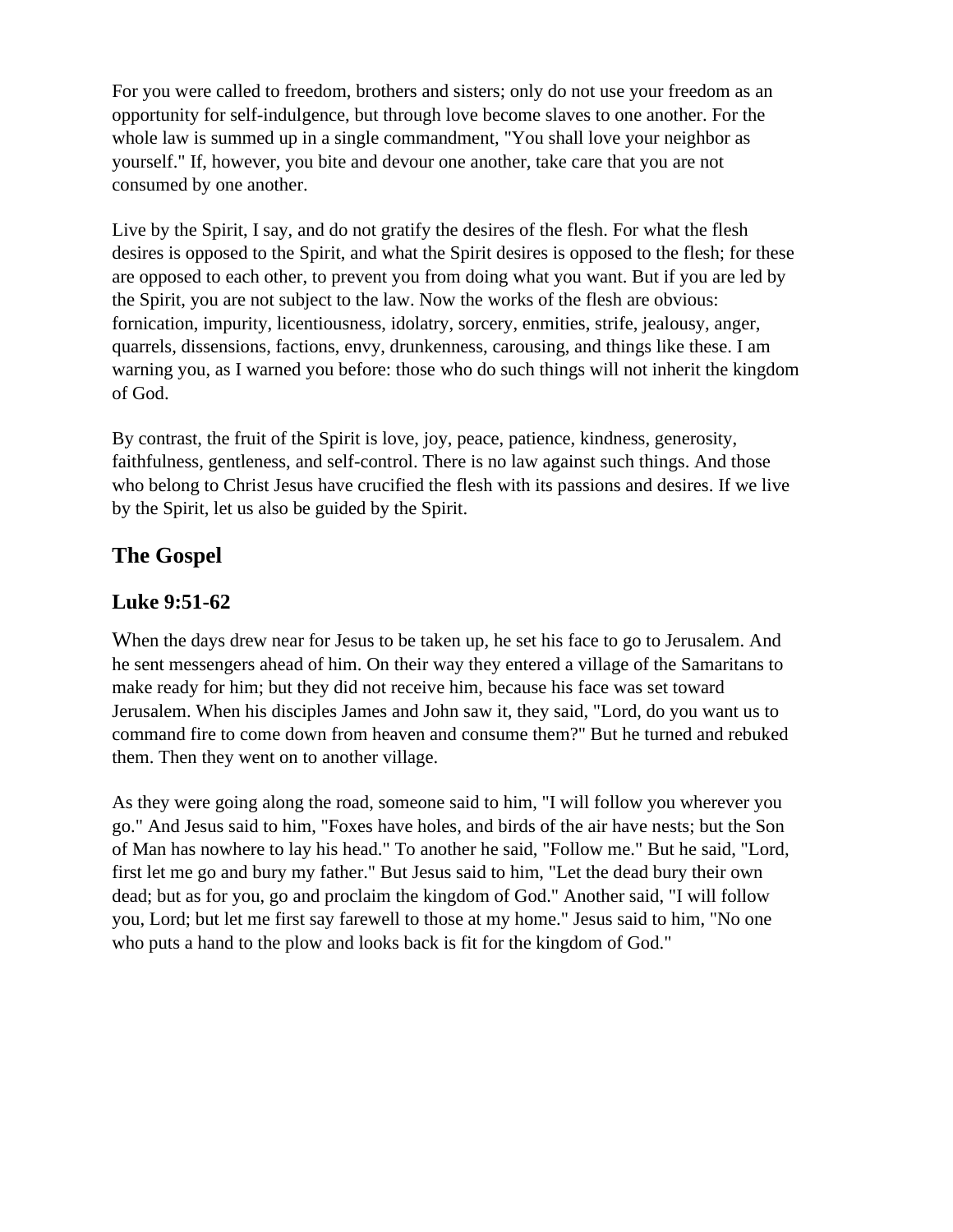For you were called to freedom, brothers and sisters; only do not use your freedom as an opportunity for self-indulgence, but through love become slaves to one another. For the whole law is summed up in a single commandment, "You shall love your neighbor as yourself." If, however, you bite and devour one another, take care that you are not consumed by one another.

Live by the Spirit, I say, and do not gratify the desires of the flesh. For what the flesh desires is opposed to the Spirit, and what the Spirit desires is opposed to the flesh; for these are opposed to each other, to prevent you from doing what you want. But if you are led by the Spirit, you are not subject to the law. Now the works of the flesh are obvious: fornication, impurity, licentiousness, idolatry, sorcery, enmities, strife, jealousy, anger, quarrels, dissensions, factions, envy, drunkenness, carousing, and things like these. I am warning you, as I warned you before: those who do such things will not inherit the kingdom of God.

By contrast, the fruit of the Spirit is love, joy, peace, patience, kindness, generosity, faithfulness, gentleness, and self-control. There is no law against such things. And those who belong to Christ Jesus have crucified the flesh with its passions and desires. If we live by the Spirit, let us also be guided by the Spirit.

## The Gospel

### Luke 9:51-62

When the days drew near for Jesus to be taken up, he set his face to go to Jerusalem. And he sent messengers ahead of him. On their way they entered a village of the Samaritans to make ready for him; but they did not receive him, because his face was set toward Jerusalem. When his disciples James and John saw it, they said, "Lord, do you want us to command fire to come down from heaven and consume them?" But he turned and rebuked them. Then they went on to another village.

As they were going along the road, someone said to him, "I will follow you wherever you go." And Jesus said to him, "Foxes have holes, and birds of the air have nests; but the Son of Man has nowhere to lay his head." To another he said, "Follow me." But he said, "Lord, first let me go and bury my father." But Jesus said to him, "Let the dead bury their own dead; but as for you, go and proclaim the kingdom of God." Another said, "I will follow you, Lord; but let me first say farewell to those at my home." Jesus said to him, "No one who puts a hand to the plow and looks back is fit for the kingdom of God."